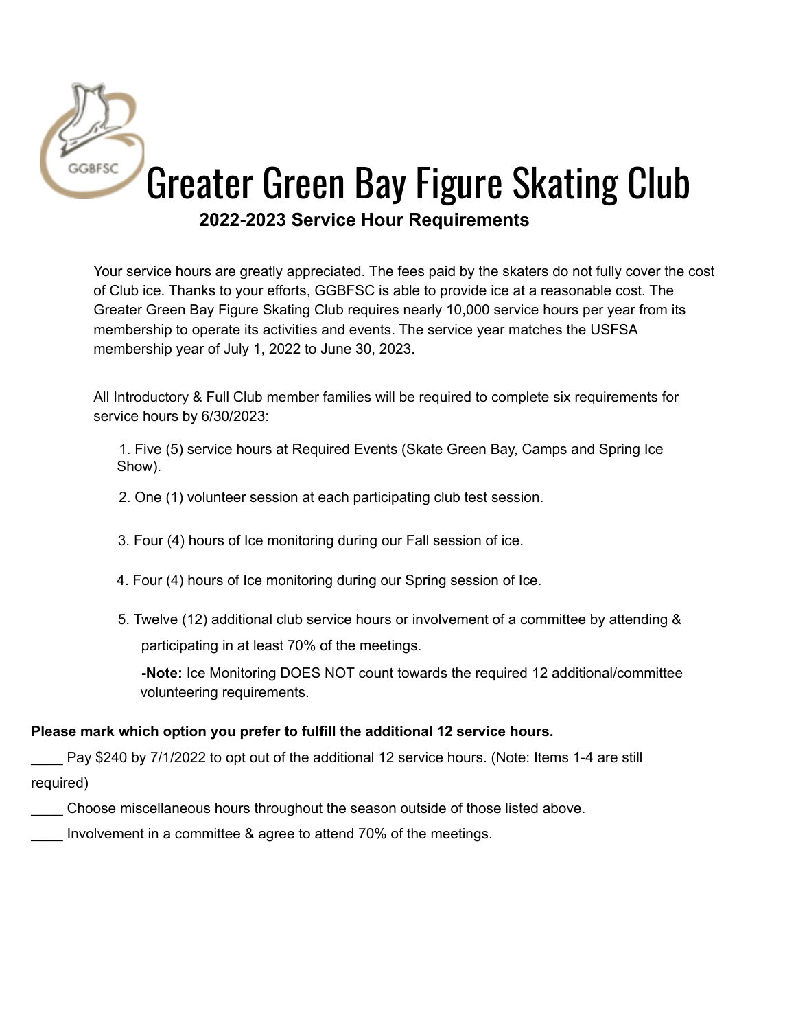# Greater Green Bay Figure Skating Club

## 2022-2023 Service Hour Requirements

Your service hours are greatly appreciated. The fees paid by the skaters do not fully cover the cost of Club ice. Thanks to your efforts, GGBFSC is able to provide ice at a reasonable cost. The Greater Green Bay Figure Skating Club requires nearly 10,000 service hours per year from its membership to operate its activities and events. The service year matches the USFSA membership year of July 1, 2022 to June 30, 2023.

All Introductory & Full Club member families will be required to complete six requirements for service hours by 6/30/2023:

1. Five (5) service hours at Required Events (Skate Green Bay, Camps and Spring Ice Show).
2. One (1) volunteer session at each participating club test session.
3. Four (4) hours of Ice monitoring during our Fall session of ice.
4. Four (4) hours of Ice monitoring during our Spring session of Ice.
5. Twelve (12) additional club service hours or involvement of a committee by attending & participating in at least 70% of the meetings.

   **-Note:** Ice Monitoring DOES NOT count towards the required 12 additional/committee volunteering requirements.

**Please mark which option you prefer to fulfill the additional 12 service hours.**

____ Pay $240 by 7/1/2022 to opt out of the additional 12 service hours. (Note: Items 1-4 are still required)

____ Choose miscellaneous hours throughout the season outside of those listed above.

____ Involvement in a committee & agree to attend 70% of the meetings.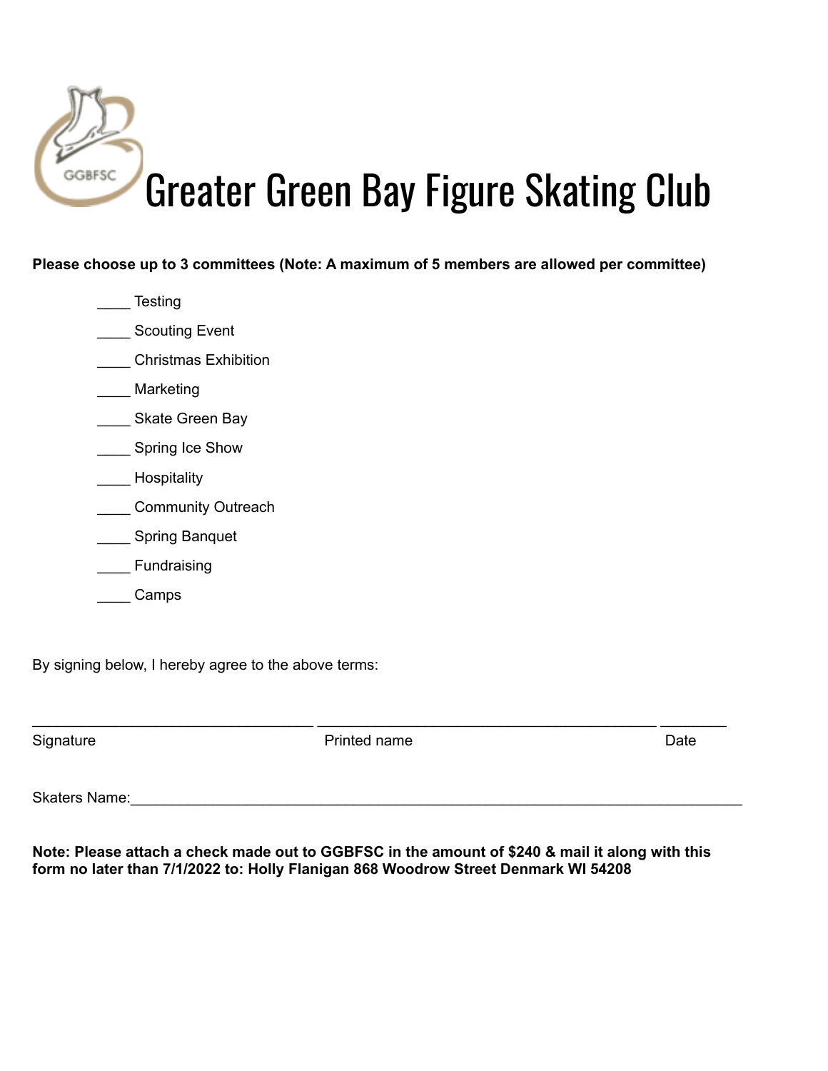# Greater Green Bay Figure Skating Club

**Please choose up to 3 committees (Note: A maximum of 5 members are allowed per committee)**

____ Testing

____ Scouting Event

____ Christmas Exhibition

____ Marketing

____ Skate Green Bay

____ Spring Ice Show

____ Hospitality

____ Community Outreach

____ Spring Banquet

____ Fundraising

____ Camps

By signing below, I hereby agree to the above terms:

_________________________________ ________________________________________ ________

Signature Printed name Date

Skaters Name:________________________________________________________________________

**Note: Please attach a check made out to GGBFSC in the amount of $240 & mail it along with this form no later than 7/1/2022 to: Holly Flanigan 868 Woodrow Street Denmark WI 54208**